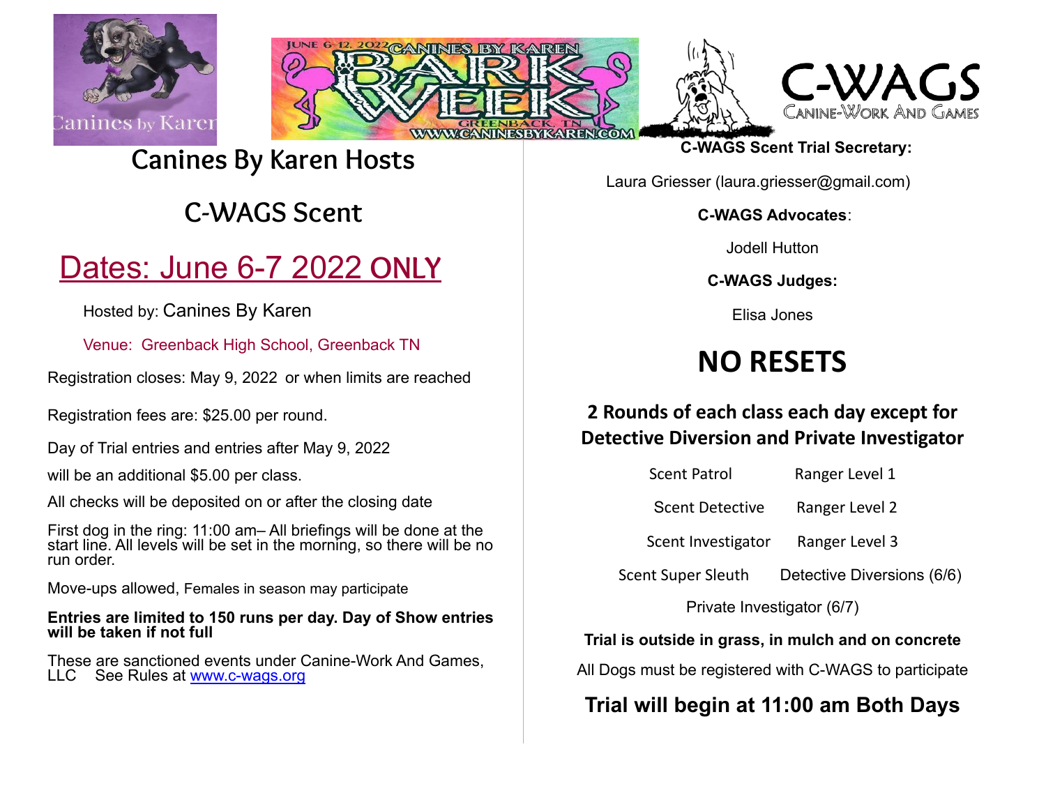# Canines By Karen Hosts

## C-WAGS Scent

## Dates: June 6-7 2022 ONLY

Hosted by: Canines By Karen

Venue: Greenback High School, Greenback TN

Registration closes: May 9, 2022 or when limits are reached

Registration fees are: $25.00 per round.

Day of Trial entries and entries after May 9, 2022

will be an additional $5.00 per class.

All checks will be deposited on or after the closing date

First dog in the ring: 11:00 am– All briefings will be done at the start line. All levels will be set in the morning, so there will be no run order.

Move-ups allowed, Females in season may participate

**Entries are limited to 150 runs per day. Day of Show entries will be taken if not full**

These are sanctioned events under Canine-Work And Games, LLC See Rules at [www.c-wags.org](http://www.c-wags.org)

**C-WAGS Scent Trial Secretary:**

Laura Griesser (laura.griesser@gmail.com)

**C-WAGS Advocates**:

Jodell Hutton

**C-WAGS Judges:**

Elisa Jones

# NO RESETS

### 2 Rounds of each class each day except for Detective Diversion and Private Investigator

| | |
|---|---|
| Scent Patrol | Ranger Level 1 |
| Scent Detective | Ranger Level 2 |
| Scent Investigator | Ranger Level 3 |
| Scent Super Sleuth | Detective Diversions (6/6) |

Private Investigator (6/7)

**Trial is outside in grass, in mulch and on concrete**

All Dogs must be registered with C-WAGS to participate

**Trial will begin at 11:00 am Both Days**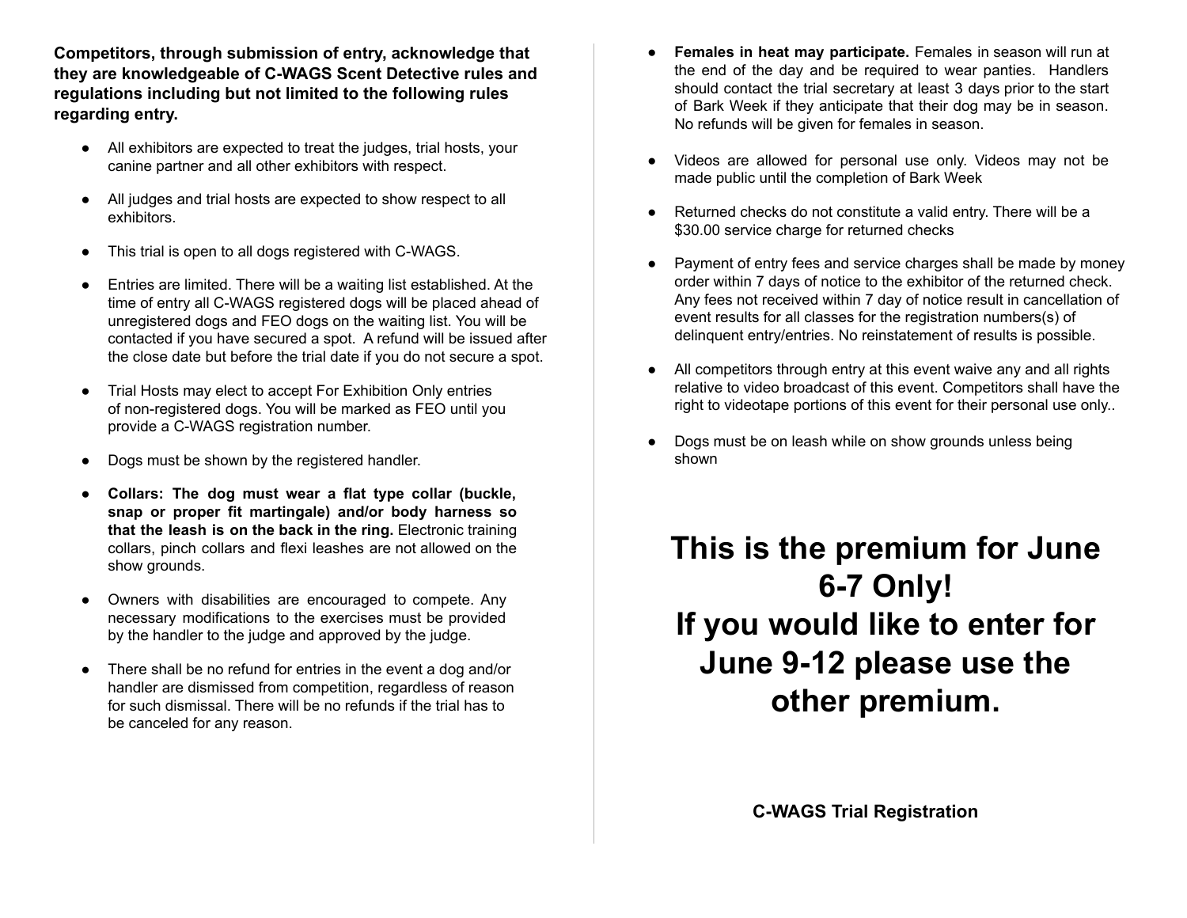**Competitors, through submission of entry, acknowledge that they are knowledgeable of C-WAGS Scent Detective rules and regulations including but not limited to the following rules regarding entry.**

- All exhibitors are expected to treat the judges, trial hosts, your canine partner and all other exhibitors with respect.
- All judges and trial hosts are expected to show respect to all exhibitors.
- This trial is open to all dogs registered with C-WAGS.
- Entries are limited. There will be a waiting list established. At the time of entry all C-WAGS registered dogs will be placed ahead of unregistered dogs and FEO dogs on the waiting list. You will be contacted if you have secured a spot. A refund will be issued after the close date but before the trial date if you do not secure a spot.
- Trial Hosts may elect to accept For Exhibition Only entries of non-registered dogs. You will be marked as FEO until you provide a C-WAGS registration number.
- Dogs must be shown by the registered handler.
- **Collars: The dog must wear a flat type collar (buckle, snap or proper fit martingale) and/or body harness so that the leash is on the back in the ring.** Electronic training collars, pinch collars and flexi leashes are not allowed on the show grounds.
- Owners with disabilities are encouraged to compete. Any necessary modifications to the exercises must be provided by the handler to the judge and approved by the judge.
- There shall be no refund for entries in the event a dog and/or handler are dismissed from competition, regardless of reason for such dismissal. There will be no refunds if the trial has to be canceled for any reason.
- **Females in heat may participate.** Females in season will run at the end of the day and be required to wear panties. Handlers should contact the trial secretary at least 3 days prior to the start of Bark Week if they anticipate that their dog may be in season. No refunds will be given for females in season.
- Videos are allowed for personal use only. Videos may not be made public until the completion of Bark Week
- Returned checks do not constitute a valid entry. There will be a $30.00 service charge for returned checks
- Payment of entry fees and service charges shall be made by money order within 7 days of notice to the exhibitor of the returned check. Any fees not received within 7 day of notice result in cancellation of event results for all classes for the registration numbers(s) of delinquent entry/entries. No reinstatement of results is possible.
- All competitors through entry at this event waive any and all rights relative to video broadcast of this event. Competitors shall have the right to videotape portions of this event for their personal use only..
- Dogs must be on leash while on show grounds unless being shown

# This is the premium for June 6-7 Only! If you would like to enter for June 9-12 please use the other premium.

**C-WAGS Trial Registration**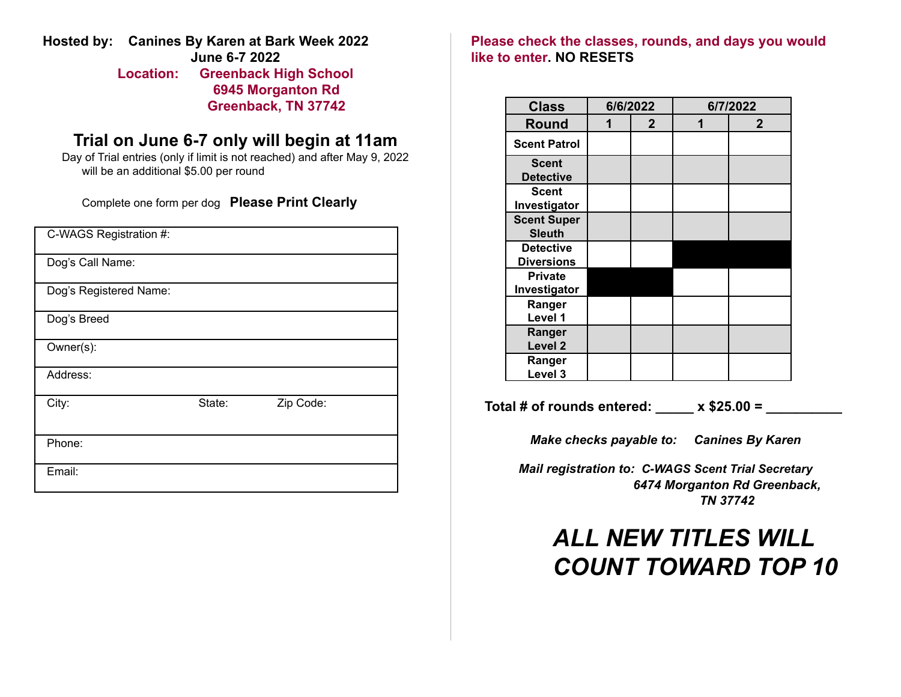**Hosted by: Canines By Karen at Bark Week 2022**
**June 6-7 2022**
**Location: Greenback High School**
**6945 Morganton Rd**
**Greenback, TN 37742**

## Trial on June 6-7 only will begin at 11am

Day of Trial entries (only if limit is not reached) and after May 9, 2022 will be an additional $5.00 per round

Complete one form per dog **Please Print Clearly**

| |
|---|
| C-WAGS Registration #: |
| Dog's Call Name: |
| Dog's Registered Name: |
| Dog's Breed |
| Owner(s): |
| Address: |
| City: State: Zip Code: |
| Phone: |
| Email: |

**Please check the classes, rounds, and days you would like to enter. NO RESETS**

| Class | 6/6/2022 | | 6/7/2022 | |
|---|---|---|---|---|
| **Round** | **1** | **2** | **1** | **2** |
| Scent Patrol | | | | |
| Scent Detective | | | | |
| Scent Investigator | | | | |
| Scent Super Sleuth | | | | |
| Detective Diversions | | | ■ | ■ |
| Private Investigator | ■ | ■ | | |
| Ranger Level 1 | | | | |
| Ranger Level 2 | | | | |
| Ranger Level 3 | | | | |

**Total # of rounds entered: _____ x $25.00 = __________**

***Make checks payable to: Canines By Karen***

***Mail registration to: C-WAGS Scent Trial Secretary***
***6474 Morganton Rd Greenback,***
***TN 37742***

# *ALL NEW TITLES WILL COUNT TOWARD TOP 10*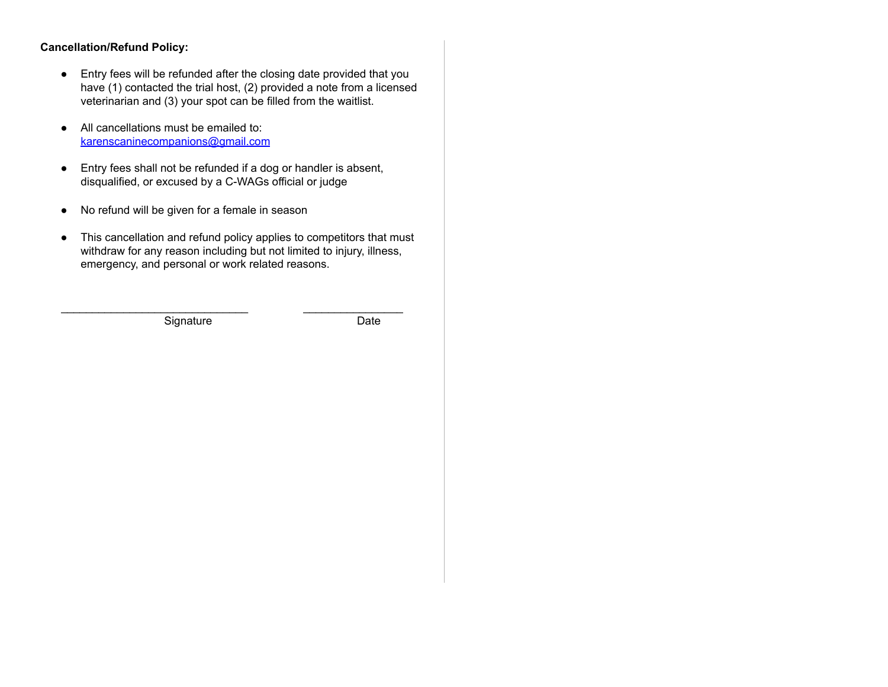**Cancellation/Refund Policy:**

- Entry fees will be refunded after the closing date provided that you have (1) contacted the trial host, (2) provided a note from a licensed veterinarian and (3) your spot can be filled from the waitlist.

- All cancellations must be emailed to: karenscaninecompanions@gmail.com

- Entry fees shall not be refunded if a dog or handler is absent, disqualified, or excused by a C-WAGs official or judge

- No refund will be given for a female in season

- This cancellation and refund policy applies to competitors that must withdraw for any reason including but not limited to injury, illness, emergency, and personal or work related reasons.

______________________________ ________________

Signature Date